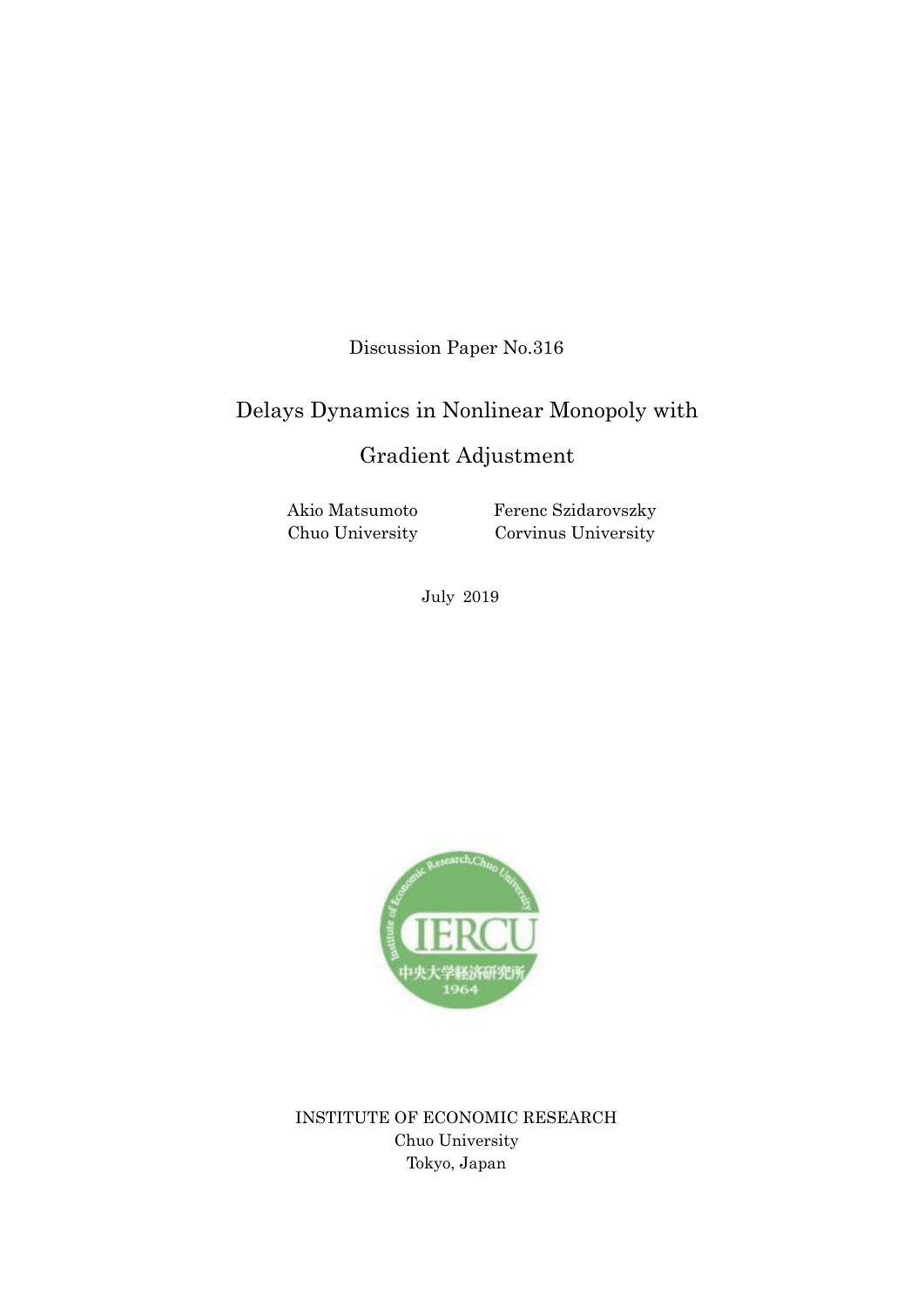Discussion Paper No.316

# Delays Dynamics in Nonlinear Monopoly with Gradient Adjustment

Akio Matsumoto
Chuo University

Ferenc Szidarovszky
Corvinus University

July 2019

INSTITUTE OF ECONOMIC RESEARCH
Chuo University
Tokyo, Japan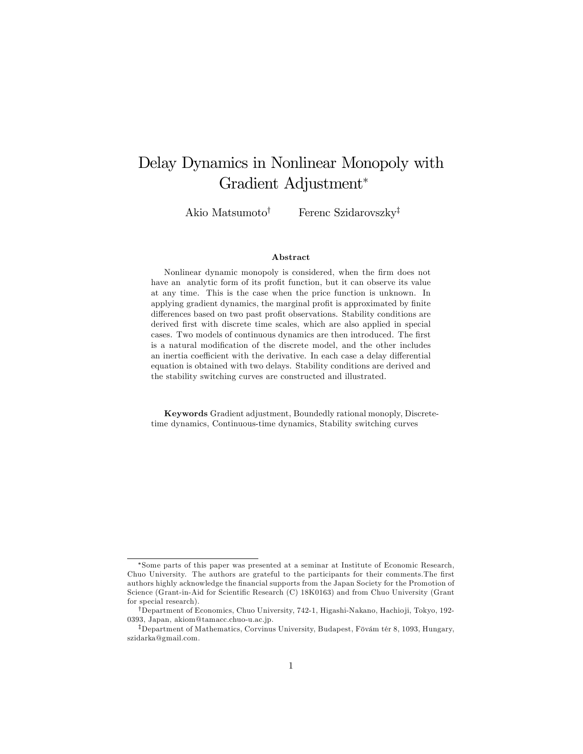# Delay Dynamics in Nonlinear Monopoly with Gradient Adjustment*

Akio Matsumoto[†] Ferenc Szidarovszky[‡]

### Abstract

Nonlinear dynamic monopoly is considered, when the firm does not have an analytic form of its profit function, but it can observe its value at any time. This is the case when the price function is unknown. In applying gradient dynamics, the marginal profit is approximated by finite differences based on two past profit observations. Stability conditions are derived first with discrete time scales, which are also applied in special cases. Two models of continuous dynamics are then introduced. The first is a natural modification of the discrete model, and the other includes an inertia coefficient with the derivative. In each case a delay differential equation is obtained with two delays. Stability conditions are derived and the stability switching curves are constructed and illustrated.

**Keywords** Gradient adjustment, Boundedly rational monoply, Discrete-time dynamics, Continuous-time dynamics, Stability switching curves

---

*Some parts of this paper was presented at a seminar at Institute of Economic Research, Chuo University. The authors are grateful to the participants for their comments.The first authors highly acknowledge the financial supports from the Japan Society for the Promotion of Science (Grant-in-Aid for Scientific Research (C) 18K0163) and from Chuo University (Grant for special research).

[†]Department of Economics, Chuo University, 742-1, Higashi-Nakano, Hachioji, Tokyo, 192-0393, Japan, akiom@tamacc.chuo-u.ac.jp.

[‡]Department of Mathematics, Corvinus University, Budapest, Fövám tér 8, 1093, Hungary, szidarka@gmail.com.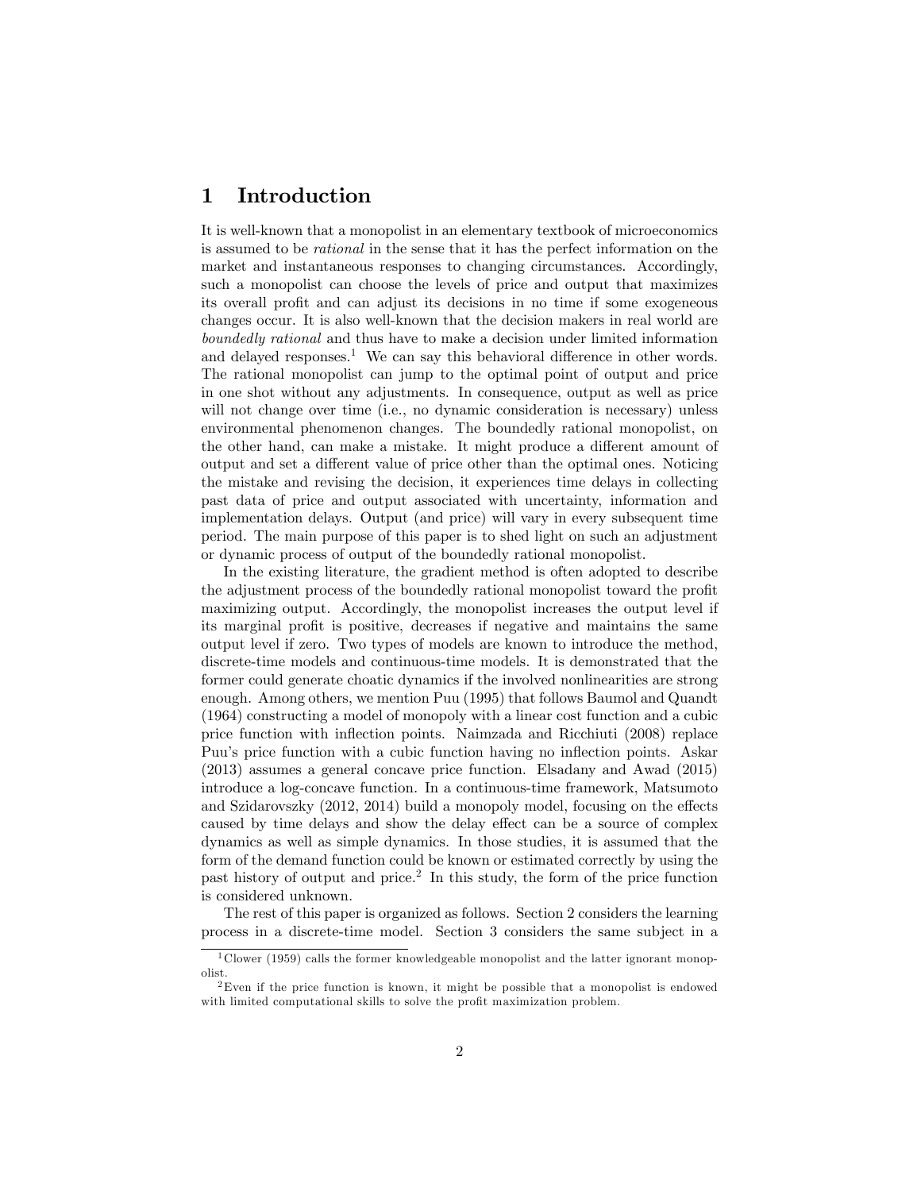# 1 Introduction

It is well-known that a monopolist in an elementary textbook of microeconomics is assumed to be *rational* in the sense that it has the perfect information on the market and instantaneous responses to changing circumstances. Accordingly, such a monopolist can choose the levels of price and output that maximizes its overall profit and can adjust its decisions in no time if some exogeneous changes occur. It is also well-known that the decision makers in real world are *boundedly rational* and thus have to make a decision under limited information and delayed responses.[1] We can say this behavioral difference in other words. The rational monopolist can jump to the optimal point of output and price in one shot without any adjustments. In consequence, output as well as price will not change over time (i.e., no dynamic consideration is necessary) unless environmental phenomenon changes. The boundedly rational monopolist, on the other hand, can make a mistake. It might produce a different amount of output and set a different value of price other than the optimal ones. Noticing the mistake and revising the decision, it experiences time delays in collecting past data of price and output associated with uncertainty, information and implementation delays. Output (and price) will vary in every subsequent time period. The main purpose of this paper is to shed light on such an adjustment or dynamic process of output of the boundedly rational monopolist.

In the existing literature, the gradient method is often adopted to describe the adjustment process of the boundedly rational monopolist toward the profit maximizing output. Accordingly, the monopolist increases the output level if its marginal profit is positive, decreases if negative and maintains the same output level if zero. Two types of models are known to introduce the method, discrete-time models and continuous-time models. It is demonstrated that the former could generate choatic dynamics if the involved nonlinearities are strong enough. Among others, we mention Puu (1995) that follows Baumol and Quandt (1964) constructing a model of monopoly with a linear cost function and a cubic price function with inflection points. Naimzada and Ricchiuti (2008) replace Puu's price function with a cubic function having no inflection points. Askar (2013) assumes a general concave price function. Elsadany and Awad (2015) introduce a log-concave function. In a continuous-time framework, Matsumoto and Szidarovszky (2012, 2014) build a monopoly model, focusing on the effects caused by time delays and show the delay effect can be a source of complex dynamics as well as simple dynamics. In those studies, it is assumed that the form of the demand function could be known or estimated correctly by using the past history of output and price.[2] In this study, the form of the price function is considered unknown.

The rest of this paper is organized as follows. Section 2 considers the learning process in a discrete-time model. Section 3 considers the same subject in a

[1] Clower (1959) calls the former knowledgeable monopolist and the latter ignorant monopolist.

[2] Even if the price function is known, it might be possible that a monopolist is endowed with limited computational skills to solve the profit maximization problem.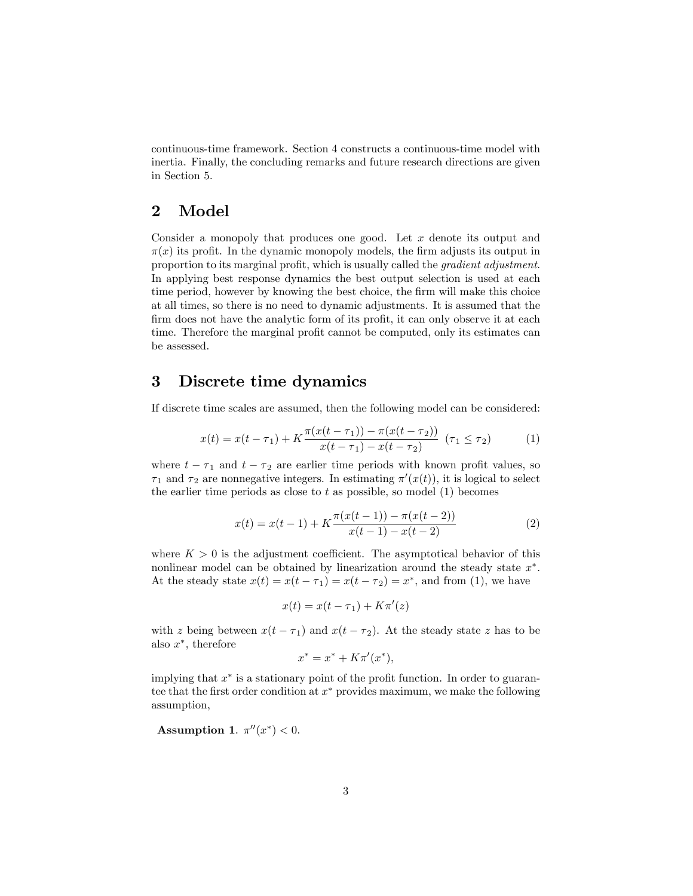continuous-time framework. Section 4 constructs a continuous-time model with inertia. Finally, the concluding remarks and future research directions are given in Section 5.

## 2 Model

Consider a monopoly that produces one good. Let $x$ denote its output and $\pi(x)$ its profit. In the dynamic monopoly models, the firm adjusts its output in proportion to its marginal profit, which is usually called the *gradient adjustment*. In applying best response dynamics the best output selection is used at each time period, however by knowing the best choice, the firm will make this choice at all times, so there is no need to dynamic adjustments. It is assumed that the firm does not have the analytic form of its profit, it can only observe it at each time. Therefore the marginal profit cannot be computed, only its estimates can be assessed.

## 3 Discrete time dynamics

If discrete time scales are assumed, then the following model can be considered:

$$x(t) = x(t-\tau_1) + K\frac{\pi(x(t-\tau_1)) - \pi(x(t-\tau_2))}{x(t-\tau_1) - x(t-\tau_2)} \quad (\tau_1 \leq \tau_2) \tag{1}$$

where $t-\tau_1$ and $t-\tau_2$ are earlier time periods with known profit values, so $\tau_1$ and $\tau_2$ are nonnegative integers. In estimating $\pi'(x(t))$, it is logical to select the earlier time periods as close to $t$ as possible, so model (1) becomes

$$x(t) = x(t-1) + K\frac{\pi(x(t-1)) - \pi(x(t-2))}{x(t-1) - x(t-2)} \tag{2}$$

where $K > 0$ is the adjustment coefficient. The asymptotical behavior of this nonlinear model can be obtained by linearization around the steady state $x^*$. At the steady state $x(t) = x(t-\tau_1) = x(t-\tau_2) = x^*$, and from (1), we have

$$x(t) = x(t-\tau_1) + K\pi'(z)$$

with $z$ being between $x(t-\tau_1)$ and $x(t-\tau_2)$. At the steady state $z$ has to be also $x^*$, therefore

$$x^* = x^* + K\pi'(x^*),$$

implying that $x^*$ is a stationary point of the profit function. In order to guarantee that the first order condition at $x^*$ provides maximum, we make the following assumption,

**Assumption 1**. $\pi''(x^*) < 0$.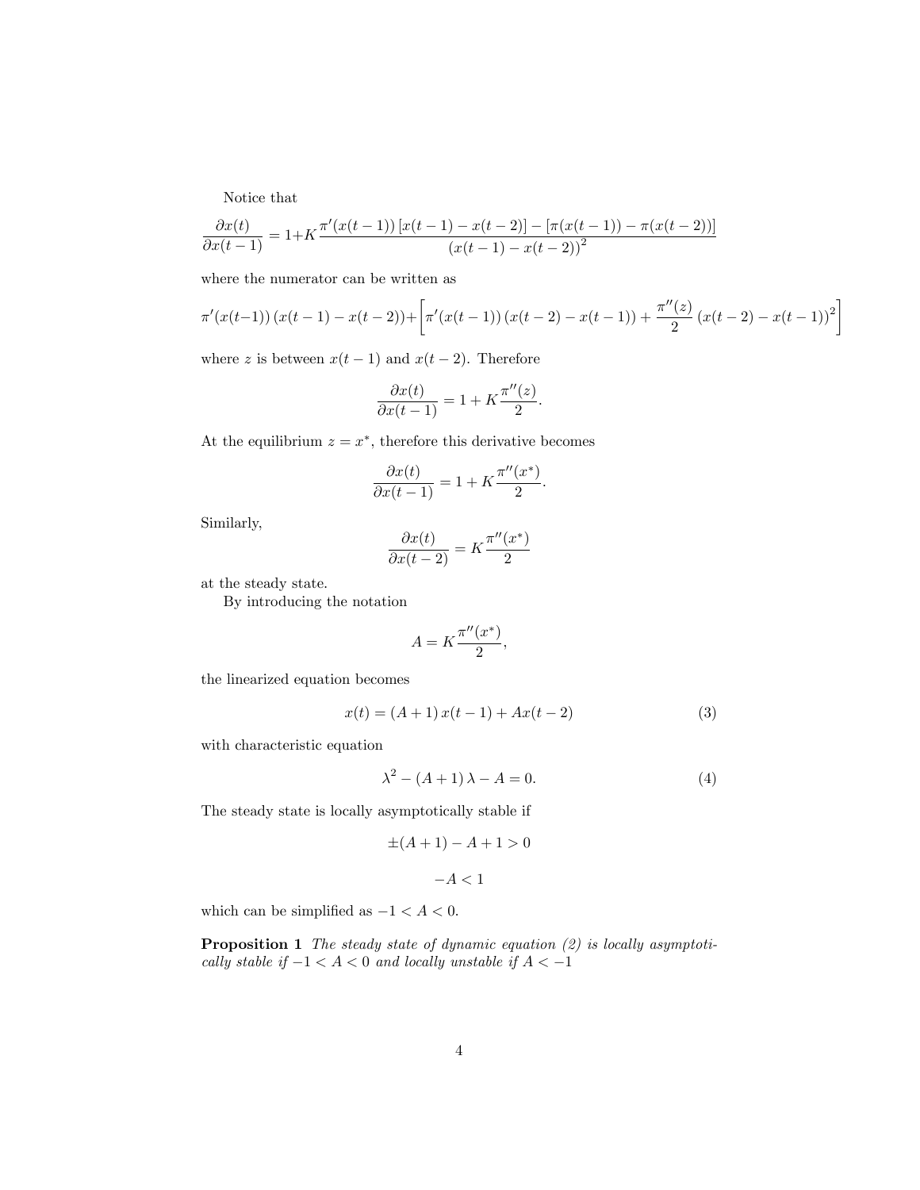Notice that

$$\frac{\partial x(t)}{\partial x(t-1)} = 1 + K\frac{\pi'(x(t-1))\left[x(t-1)-x(t-2)\right] - \left[\pi(x(t-1)) - \pi(x(t-2))\right]}{\left(x(t-1)-x(t-2)\right)^2}$$

where the numerator can be written as

$$\pi'(x(t-1))\left(x(t-1)-x(t-2)\right) + \left[\pi'(x(t-1))\left(x(t-2)-x(t-1)\right) + \frac{\pi''(z)}{2}\left(x(t-2)-x(t-1)\right)^2\right]$$

where $z$ is between $x(t-1)$ and $x(t-2)$. Therefore

$$\frac{\partial x(t)}{\partial x(t-1)} = 1 + K\frac{\pi''(z)}{2}.$$

At the equilibrium $z = x^*$, therefore this derivative becomes

$$\frac{\partial x(t)}{\partial x(t-1)} = 1 + K\frac{\pi''(x^*)}{2}.$$

Similarly,

$$\frac{\partial x(t)}{\partial x(t-2)} = K\frac{\pi''(x^*)}{2}$$

at the steady state.

By introducing the notation

$$A = K\frac{\pi''(x^*)}{2},$$

the linearized equation becomes

$$x(t) = (A+1)\,x(t-1) + Ax(t-2) \tag{3}$$

with characteristic equation

$$\lambda^2 - (A+1)\,\lambda - A = 0. \tag{4}$$

The steady state is locally asymptotically stable if

$$\pm(A+1) - A + 1 > 0$$

$$-A < 1$$

which can be simplified as $-1 < A < 0$.

**Proposition 1** *The steady state of dynamic equation (2) is locally asymptotically stable if $-1 < A < 0$ and locally unstable if $A < -1$*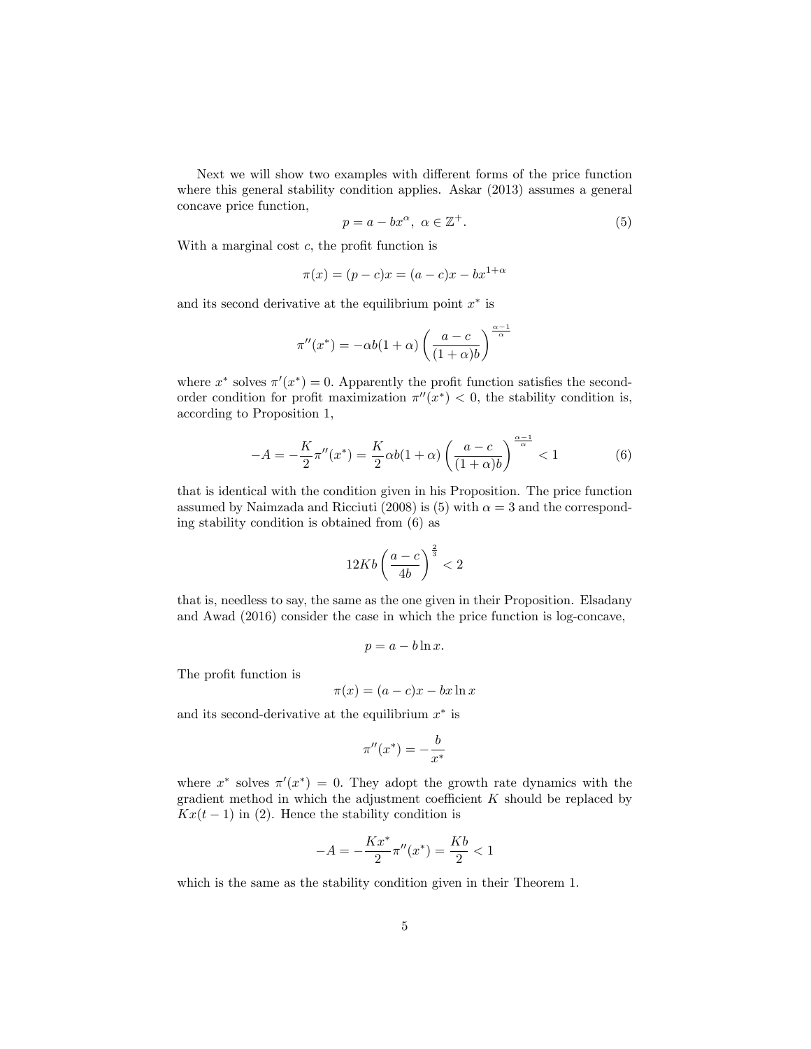Next we will show two examples with different forms of the price function where this general stability condition applies. Askar (2013) assumes a general concave price function,

$$p = a - bx^{\alpha},\ \alpha \in \mathbb{Z}^{+}. \tag{5}$$

With a marginal cost $c$, the profit function is

$$\pi(x) = (p - c)x = (a - c)x - bx^{1+\alpha}$$

and its second derivative at the equilibrium point $x^*$ is

$$\pi''(x^*) = -\alpha b(1+\alpha)\left(\frac{a-c}{(1+\alpha)b}\right)^{\frac{\alpha-1}{\alpha}}$$

where $x^*$ solves $\pi'(x^*) = 0$. Apparently the profit function satisfies the second-order condition for profit maximization $\pi''(x^*) < 0$, the stability condition is, according to Proposition 1,

$$-A = -\frac{K}{2}\pi''(x^*) = \frac{K}{2}\alpha b(1+\alpha)\left(\frac{a-c}{(1+\alpha)b}\right)^{\frac{\alpha-1}{\alpha}} < 1 \tag{6}$$

that is identical with the condition given in his Proposition. The price function assumed by Naimzada and Ricciuti (2008) is (5) with $\alpha = 3$ and the corresponding stability condition is obtained from (6) as

$$12Kb\left(\frac{a-c}{4b}\right)^{\frac{2}{3}} < 2$$

that is, needless to say, the same as the one given in their Proposition. Elsadany and Awad (2016) consider the case in which the price function is log-concave,

$$p = a - b\ln x.$$

The profit function is

$$\pi(x) = (a - c)x - bx\ln x$$

and its second-derivative at the equilibrium $x^*$ is

$$\pi''(x^*) = -\frac{b}{x^*}$$

where $x^*$ solves $\pi'(x^*) = 0$. They adopt the growth rate dynamics with the gradient method in which the adjustment coefficient $K$ should be replaced by $Kx(t-1)$ in (2). Hence the stability condition is

$$-A = -\frac{Kx^*}{2}\pi''(x^*) = \frac{Kb}{2} < 1$$

which is the same as the stability condition given in their Theorem 1.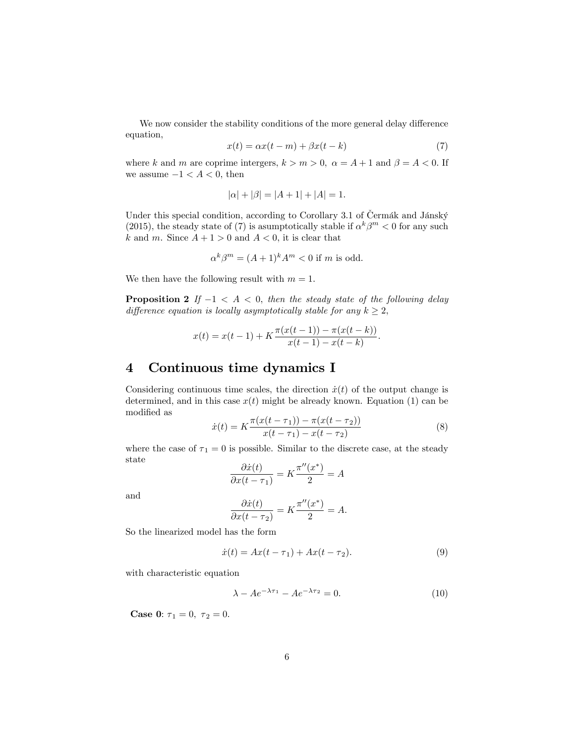We now consider the stability conditions of the more general delay difference equation,

$$x(t) = \alpha x(t-m) + \beta x(t-k) \tag{7}$$

where $k$ and $m$ are coprime intergers, $k > m > 0$, $\alpha = A + 1$ and $\beta = A < 0$. If we assume $-1 < A < 0$, then

$$|\alpha| + |\beta| = |A+1| + |A| = 1.$$

Under this special condition, according to Corollary 3.1 of Čermák and Jánský (2015), the steady state of (7) is asumptotically stable if $\alpha^k \beta^m < 0$ for any such $k$ and $m$. Since $A + 1 > 0$ and $A < 0$, it is clear that

$$\alpha^k \beta^m = (A+1)^k A^m < 0 \text{ if } m \text{ is odd.}$$

We then have the following result with $m = 1$.

**Proposition 2** *If $-1 < A < 0$, then the steady state of the following delay difference equation is locally asymptotically stable for any $k \geq 2$,*

$$x(t) = x(t-1) + K \frac{\pi(x(t-1)) - \pi(x(t-k))}{x(t-1) - x(t-k)}.$$

# 4 Continuous time dynamics I

Considering continuous time scales, the direction $\dot{x}(t)$ of the output change is determined, and in this case $x(t)$ might be already known. Equation (1) can be modified as

$$\dot{x}(t) = K \frac{\pi(x(t-\tau_1)) - \pi(x(t-\tau_2))}{x(t-\tau_1) - x(t-\tau_2)} \tag{8}$$

where the case of $\tau_1 = 0$ is possible. Similar to the discrete case, at the steady state

$$\frac{\partial \dot{x}(t)}{\partial x(t-\tau_1)} = K \frac{\pi''(x^*)}{2} = A$$

and

$$\frac{\partial \dot{x}(t)}{\partial x(t-\tau_2)} = K \frac{\pi''(x^*)}{2} = A.$$

So the linearized model has the form

$$\dot{x}(t) = Ax(t-\tau_1) + Ax(t-\tau_2). \tag{9}$$

with characteristic equation

$$\lambda - Ae^{-\lambda \tau_1} - Ae^{-\lambda \tau_2} = 0. \tag{10}$$

**Case 0**: $\tau_1 = 0, \ \tau_2 = 0$.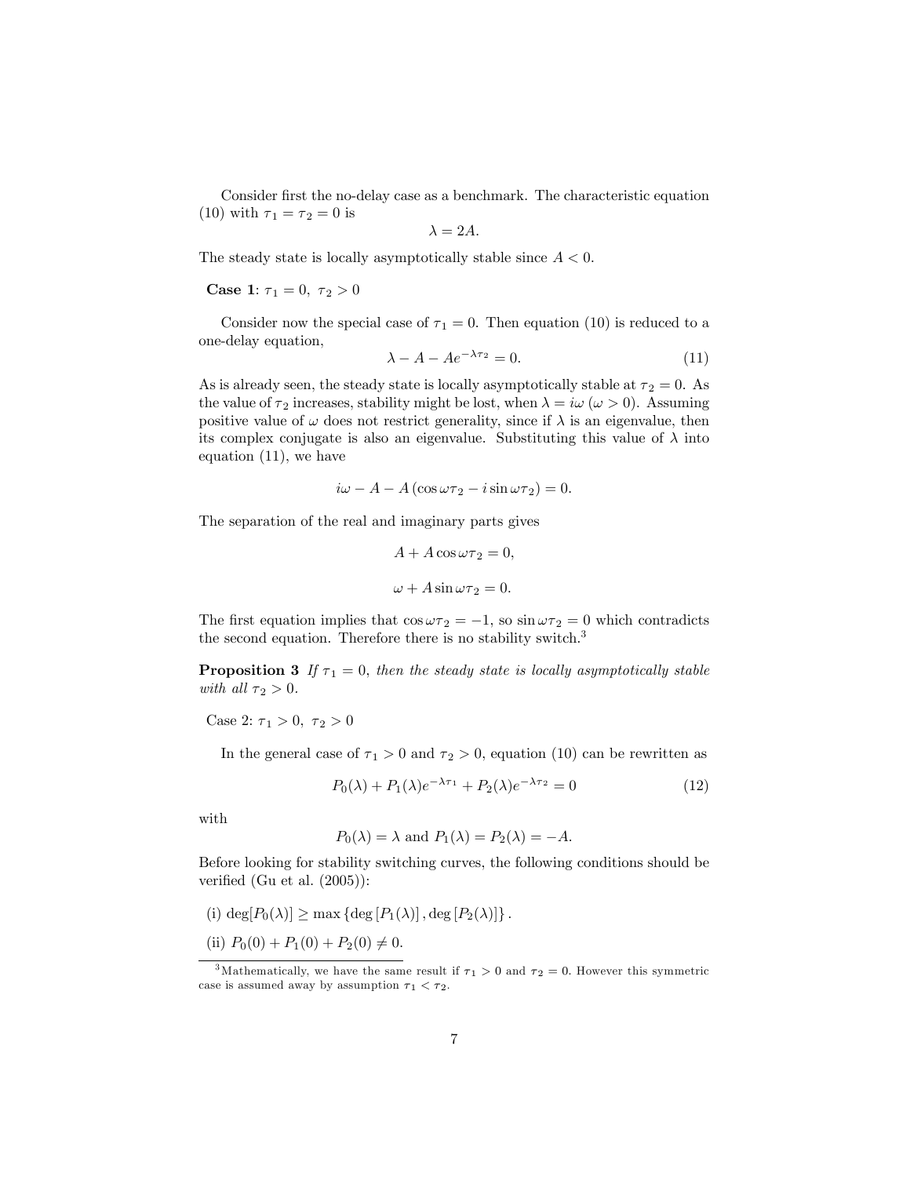Consider first the no-delay case as a benchmark. The characteristic equation (10) with $\tau_1 = \tau_2 = 0$ is

$$\lambda = 2A.$$

The steady state is locally asymptotically stable since $A < 0$.

**Case 1**: $\tau_1 = 0,\ \tau_2 > 0$

Consider now the special case of $\tau_1 = 0$. Then equation (10) is reduced to a one-delay equation,

$$\lambda - A - Ae^{-\lambda\tau_2} = 0. \tag{11}$$

As is already seen, the steady state is locally asymptotically stable at $\tau_2 = 0$. As the value of $\tau_2$ increases, stability might be lost, when $\lambda = i\omega$ ($\omega > 0$). Assuming positive value of $\omega$ does not restrict generality, since if $\lambda$ is an eigenvalue, then its complex conjugate is also an eigenvalue. Substituting this value of $\lambda$ into equation (11), we have

$$i\omega - A - A\left(\cos\omega\tau_2 - i\sin\omega\tau_2\right) = 0.$$

The separation of the real and imaginary parts gives

$$A + A\cos\omega\tau_2 = 0,$$

$$\omega + A\sin\omega\tau_2 = 0.$$

The first equation implies that $\cos\omega\tau_2 = -1$, so $\sin\omega\tau_2 = 0$ which contradicts the second equation. Therefore there is no stability switch.[3]

**Proposition 3** *If $\tau_1 = 0$, then the steady state is locally asymptotically stable with all $\tau_2 > 0$.*

Case 2: $\tau_1 > 0,\ \tau_2 > 0$

In the general case of $\tau_1 > 0$ and $\tau_2 > 0$, equation (10) can be rewritten as

$$P_0(\lambda) + P_1(\lambda)e^{-\lambda\tau_1} + P_2(\lambda)e^{-\lambda\tau_2} = 0 \tag{12}$$

with

$$P_0(\lambda) = \lambda \text{ and } P_1(\lambda) = P_2(\lambda) = -A.$$

Before looking for stability switching curves, the following conditions should be verified (Gu et al. (2005)):

(i) $\deg[P_0(\lambda)] \geq \max\left\{\deg\left[P_1(\lambda)\right], \deg\left[P_2(\lambda)\right]\right\}$.

(ii) $P_0(0) + P_1(0) + P_2(0) \neq 0$.

[3] Mathematically, we have the same result if $\tau_1 > 0$ and $\tau_2 = 0$. However this symmetric case is assumed away by assumption $\tau_1 < \tau_2$.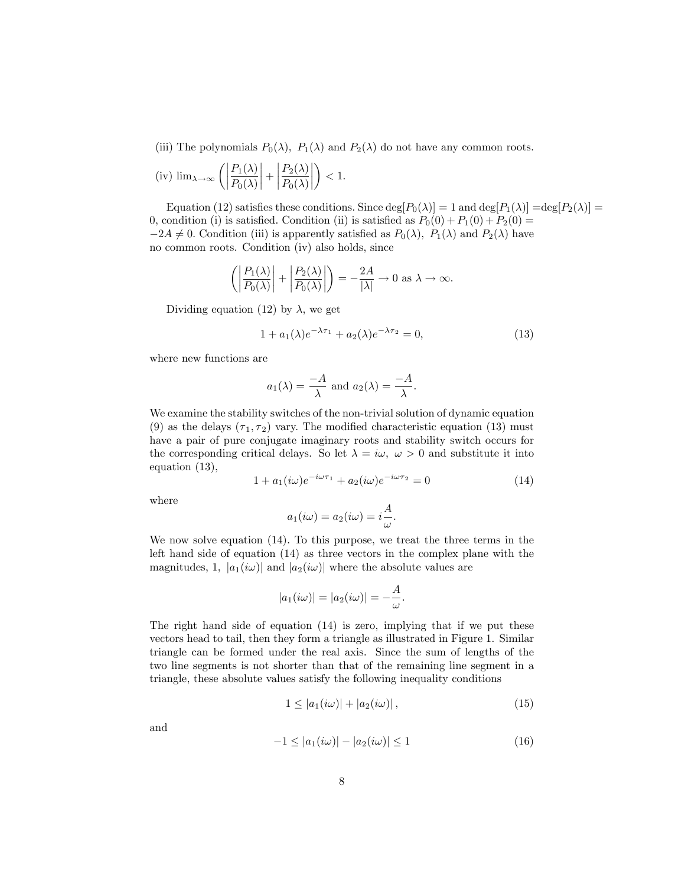(iii) The polynomials $P_0(\lambda)$, $P_1(\lambda)$ and $P_2(\lambda)$ do not have any common roots.

(iv) $\lim_{\lambda \to \infty} \left( \left| \frac{P_1(\lambda)}{P_0(\lambda)} \right| + \left| \frac{P_2(\lambda)}{P_0(\lambda)} \right| \right) < 1.$

Equation (12) satisfies these conditions. Since $\deg[P_0(\lambda)] = 1$ and $\deg[P_1(\lambda)] = \deg[P_2(\lambda)] = 0$, condition (i) is satisfied. Condition (ii) is satisfied as $P_0(0) + P_1(0) + P_2(0) = -2A \neq 0$. Condition (iii) is apparently satisfied as $P_0(\lambda)$, $P_1(\lambda)$ and $P_2(\lambda)$ have no common roots. Condition (iv) also holds, since

$$\left( \left| \frac{P_1(\lambda)}{P_0(\lambda)} \right| + \left| \frac{P_2(\lambda)}{P_0(\lambda)} \right| \right) = -\frac{2A}{|\lambda|} \to 0 \text{ as } \lambda \to \infty.$$

Dividing equation (12) by $\lambda$, we get

$$1 + a_1(\lambda) e^{-\lambda \tau_1} + a_2(\lambda) e^{-\lambda \tau_2} = 0, \tag{13}$$

where new functions are

$$a_1(\lambda) = \frac{-A}{\lambda} \text{ and } a_2(\lambda) = \frac{-A}{\lambda}.$$

We examine the stability switches of the non-trivial solution of dynamic equation (9) as the delays $(\tau_1, \tau_2)$ vary. The modified characteristic equation (13) must have a pair of pure conjugate imaginary roots and stability switch occurs for the corresponding critical delays. So let $\lambda = i\omega$, $\omega > 0$ and substitute it into equation (13),

$$1 + a_1(i\omega) e^{-i\omega \tau_1} + a_2(i\omega) e^{-i\omega \tau_2} = 0 \tag{14}$$

where

$$a_1(i\omega) = a_2(i\omega) = i\frac{A}{\omega}.$$

We now solve equation (14). To this purpose, we treat the three terms in the left hand side of equation (14) as three vectors in the complex plane with the magnitudes, 1, $|a_1(i\omega)|$ and $|a_2(i\omega)|$ where the absolute values are

$$|a_1(i\omega)| = |a_2(i\omega)| = -\frac{A}{\omega}.$$

The right hand side of equation (14) is zero, implying that if we put these vectors head to tail, then they form a triangle as illustrated in Figure 1. Similar triangle can be formed under the real axis. Since the sum of lengths of the two line segments is not shorter than that of the remaining line segment in a triangle, these absolute values satisfy the following inequality conditions

$$1 \leq |a_1(i\omega)| + |a_2(i\omega)|, \tag{15}$$

and

$$-1 \leq |a_1(i\omega)| - |a_2(i\omega)| \leq 1 \tag{16}$$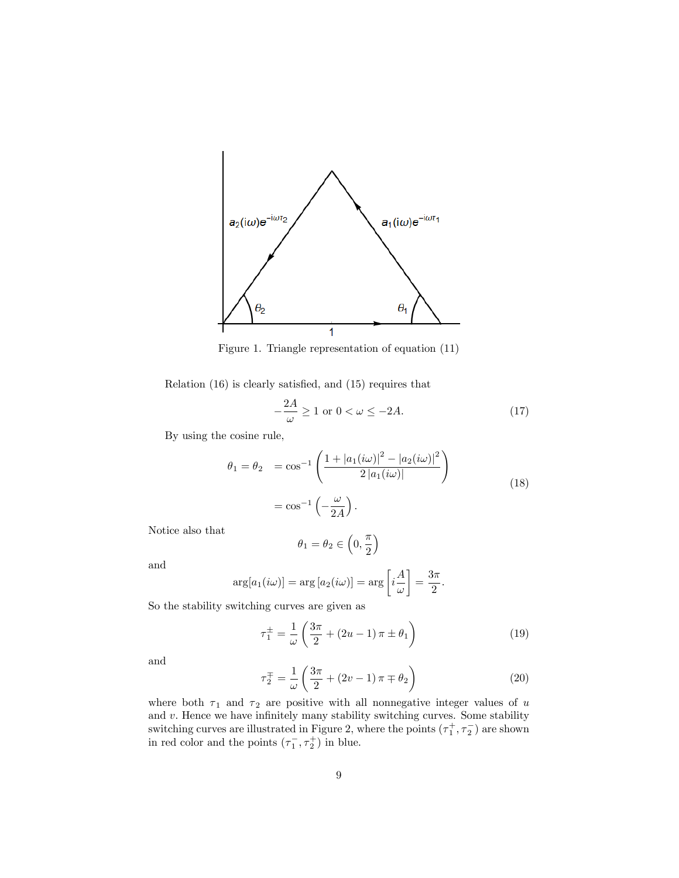$a_2(i\omega)e^{-i\omega\tau_2}$

$a_1(i\omega)e^{-i\omega\tau_1}$

$\theta_2$

$\theta_1$

1

Figure 1. Triangle representation of equation (11)

Relation (16) is clearly satisfied, and (15) requires that

$$-\frac{2A}{\omega} \geq 1 \text{ or } 0 < \omega \leq -2A. \tag{17}$$

By using the cosine rule,

$$\begin{aligned} \theta_1 = \theta_2 \quad &= \cos^{-1}\left(\frac{1 + |a_1(i\omega)|^2 - |a_2(i\omega)|^2}{2\,|a_1(i\omega)|}\right) \\ &= \cos^{-1}\left(-\frac{\omega}{2A}\right). \end{aligned} \tag{18}$$

Notice also that

$$\theta_1 = \theta_2 \in \left(0, \frac{\pi}{2}\right)$$

and

$$\arg[a_1(i\omega)] = \arg[a_2(i\omega)] = \arg\left[i\frac{A}{\omega}\right] = \frac{3\pi}{2}.$$

So the stability switching curves are given as

$$\tau_1^{\pm} = \frac{1}{\omega}\left(\frac{3\pi}{2} + (2u-1)\,\pi \pm \theta_1\right) \tag{19}$$

and

$$\tau_2^{\mp} = \frac{1}{\omega}\left(\frac{3\pi}{2} + (2v-1)\,\pi \mp \theta_2\right) \tag{20}$$

where both $\tau_1$ and $\tau_2$ are positive with all nonnegative integer values of $u$ and $v$. Hence we have infinitely many stability switching curves. Some stability switching curves are illustrated in Figure 2, where the points $(\tau_1^+, \tau_2^-)$ are shown in red color and the points $(\tau_1^-, \tau_2^+)$ in blue.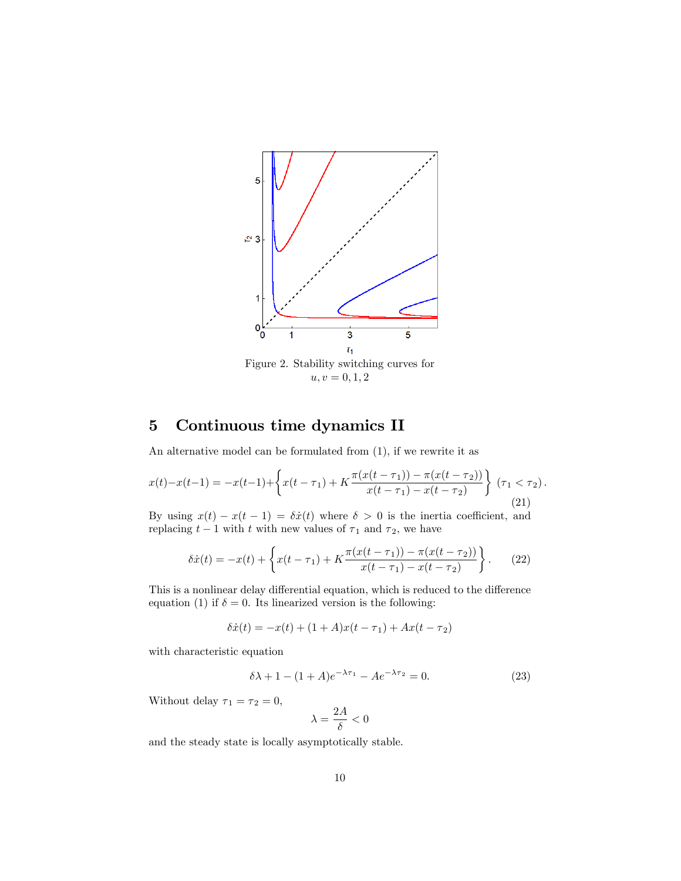Figure 2. Stability switching curves for $u, v = 0, 1, 2$

## 5 Continuous time dynamics II

An alternative model can be formulated from (1), if we rewrite it as

$$x(t) - x(t-1) = -x(t-1) + \left\{ x(t-\tau_1) + K\frac{\pi(x(t-\tau_1)) - \pi(x(t-\tau_2))}{x(t-\tau_1) - x(t-\tau_2)} \right\} \; (\tau_1 < \tau_2)\,. \tag{21}$$

By using $x(t) - x(t-1) = \delta\dot{x}(t)$ where $\delta > 0$ is the inertia coefficient, and replacing $t-1$ with $t$ with new values of $\tau_1$ and $\tau_2$, we have

$$\delta\dot{x}(t) = -x(t) + \left\{ x(t-\tau_1) + K\frac{\pi(x(t-\tau_1)) - \pi(x(t-\tau_2))}{x(t-\tau_1) - x(t-\tau_2)} \right\}. \tag{22}$$

This is a nonlinear delay differential equation, which is reduced to the difference equation (1) if $\delta = 0$. Its linearized version is the following:

$$\delta\dot{x}(t) = -x(t) + (1+A)x(t-\tau_1) + Ax(t-\tau_2)$$

with characteristic equation

$$\delta\lambda + 1 - (1+A)e^{-\lambda\tau_1} - Ae^{-\lambda\tau_2} = 0. \tag{23}$$

Without delay $\tau_1 = \tau_2 = 0$,

$$\lambda = \frac{2A}{\delta} < 0$$

and the steady state is locally asymptotically stable.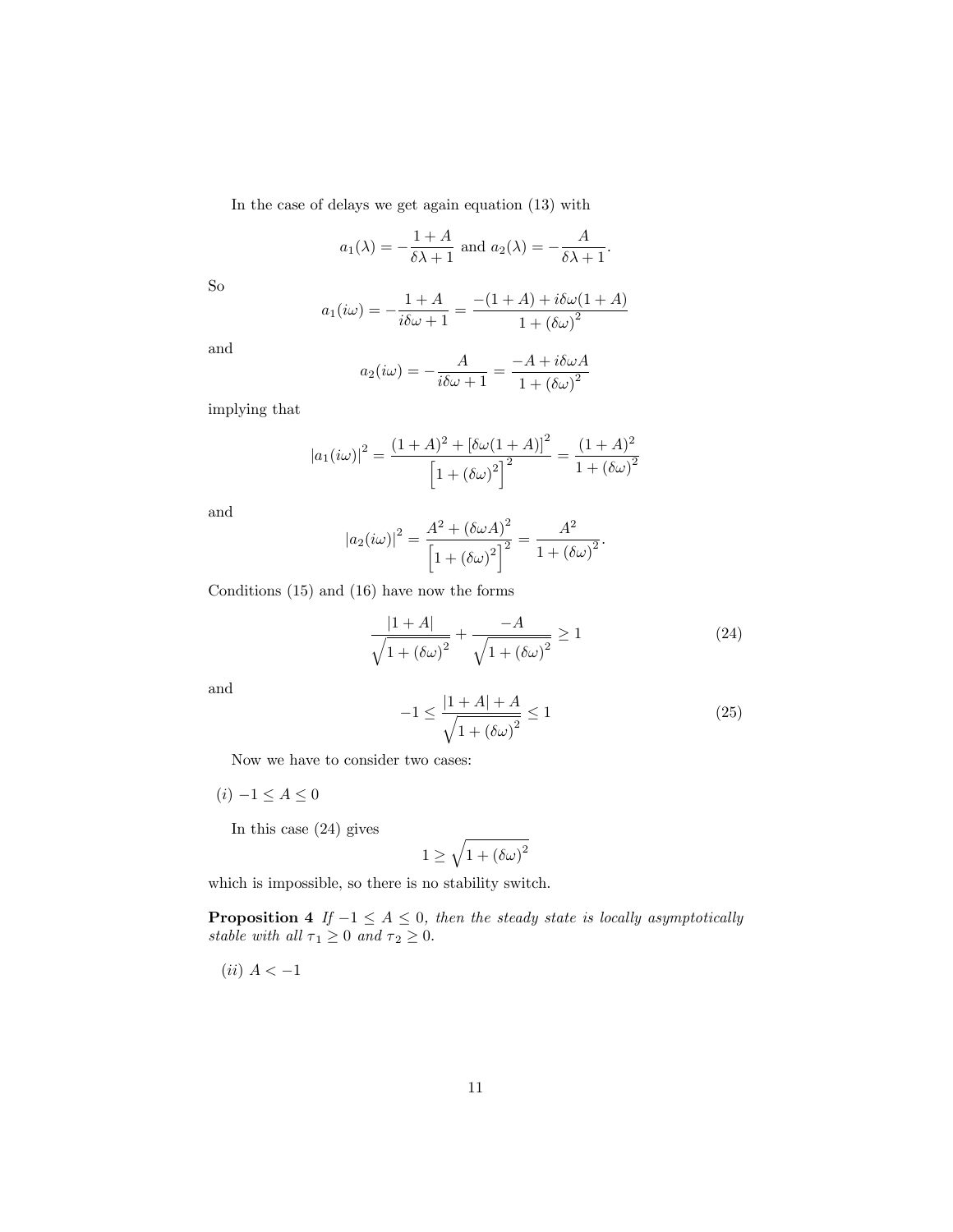In the case of delays we get again equation (13) with

$$a_1(\lambda) = -\frac{1+A}{\delta\lambda + 1} \text{ and } a_2(\lambda) = -\frac{A}{\delta\lambda + 1}.$$

So

$$a_1(i\omega) = -\frac{1+A}{i\delta\omega + 1} = \frac{-(1+A) + i\delta\omega(1+A)}{1 + (\delta\omega)^2}$$

and

$$a_2(i\omega) = -\frac{A}{i\delta\omega + 1} = \frac{-A + i\delta\omega A}{1 + (\delta\omega)^2}$$

implying that

$$|a_1(i\omega)|^2 = \frac{(1+A)^2 + [\delta\omega(1+A)]^2}{\left[1 + (\delta\omega)^2\right]^2} = \frac{(1+A)^2}{1 + (\delta\omega)^2}$$

and

$$|a_2(i\omega)|^2 = \frac{A^2 + (\delta\omega A)^2}{\left[1 + (\delta\omega)^2\right]^2} = \frac{A^2}{1 + (\delta\omega)^2}.$$

Conditions (15) and (16) have now the forms

$$\frac{|1+A|}{\sqrt{1 + (\delta\omega)^2}} + \frac{-A}{\sqrt{1 + (\delta\omega)^2}} \geq 1 \tag{24}$$

and

$$-1 \leq \frac{|1+A| + A}{\sqrt{1 + (\delta\omega)^2}} \leq 1 \tag{25}$$

Now we have to consider two cases:

$(i)$ $-1 \leq A \leq 0$

In this case (24) gives

$$1 \geq \sqrt{1 + (\delta\omega)^2}$$

which is impossible, so there is no stability switch.

**Proposition 4** *If $-1 \leq A \leq 0$, then the steady state is locally asymptotically stable with all $\tau_1 \geq 0$ and $\tau_2 \geq 0$.*

$(ii)$ $A < -1$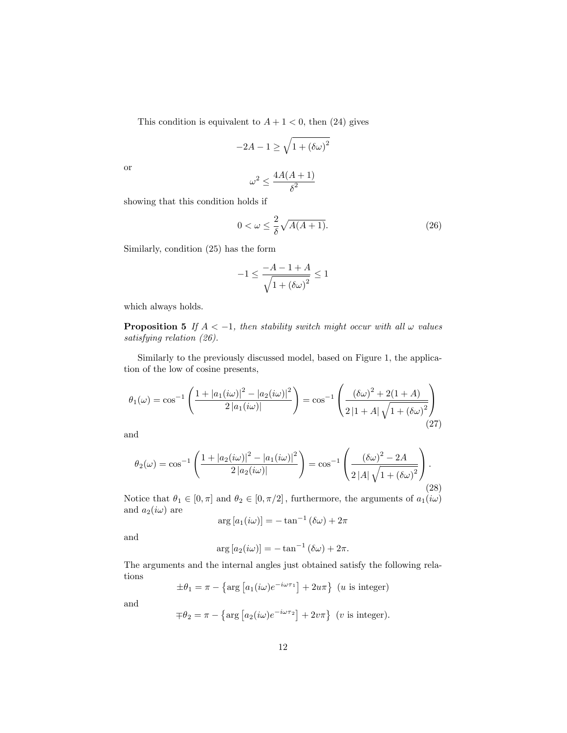This condition is equivalent to $A+1<0$, then (24) gives

$$-2A-1 \geq \sqrt{1+(\delta\omega)^2}$$

or

$$\omega^2 \leq \frac{4A(A+1)}{\delta^2}$$

showing that this condition holds if

$$0<\omega \leq \frac{2}{\delta}\sqrt{A(A+1)}. \tag{26}$$

Similarly, condition (25) has the form

$$-1 \leq \frac{-A-1+A}{\sqrt{1+(\delta\omega)^2}} \leq 1$$

which always holds.

**Proposition 5** *If $A<-1$, then stability switch might occur with all $\omega$ values satisfying relation (26).*

Similarly to the previously discussed model, based on Figure 1, the application of the low of cosine presents,

$$\theta_1(\omega) = \cos^{-1}\left(\frac{1+|a_1(i\omega)|^2-|a_2(i\omega)|^2}{2|a_1(i\omega)|}\right) = \cos^{-1}\left(\frac{(\delta\omega)^2+2(1+A)}{2|1+A|\sqrt{1+(\delta\omega)^2}}\right) \tag{27}$$

and

$$\theta_2(\omega) = \cos^{-1}\left(\frac{1+|a_2(i\omega)|^2-|a_1(i\omega)|^2}{2|a_2(i\omega)|}\right) = \cos^{-1}\left(\frac{(\delta\omega)^2-2A}{2|A|\sqrt{1+(\delta\omega)^2}}\right). \tag{28}$$

Notice that $\theta_1 \in [0,\pi]$ and $\theta_2 \in [0,\pi/2]$, furthermore, the arguments of $a_1(i\omega)$ and $a_2(i\omega)$ are

$$\arg[a_1(i\omega)] = -\tan^{-1}(\delta\omega)+2\pi$$

and

$$\arg[a_2(i\omega)] = -\tan^{-1}(\delta\omega)+2\pi.$$

The arguments and the internal angles just obtained satisfy the following relations

$$\pm\theta_1 = \pi - \left\{\arg\left[a_1(i\omega)e^{-i\omega\tau_1}\right]+2u\pi\right\} \ (u \text{ is integer})$$

and

$$\mp\theta_2 = \pi - \left\{\arg\left[a_2(i\omega)e^{-i\omega\tau_2}\right]+2v\pi\right\} \ (v \text{ is integer}).$$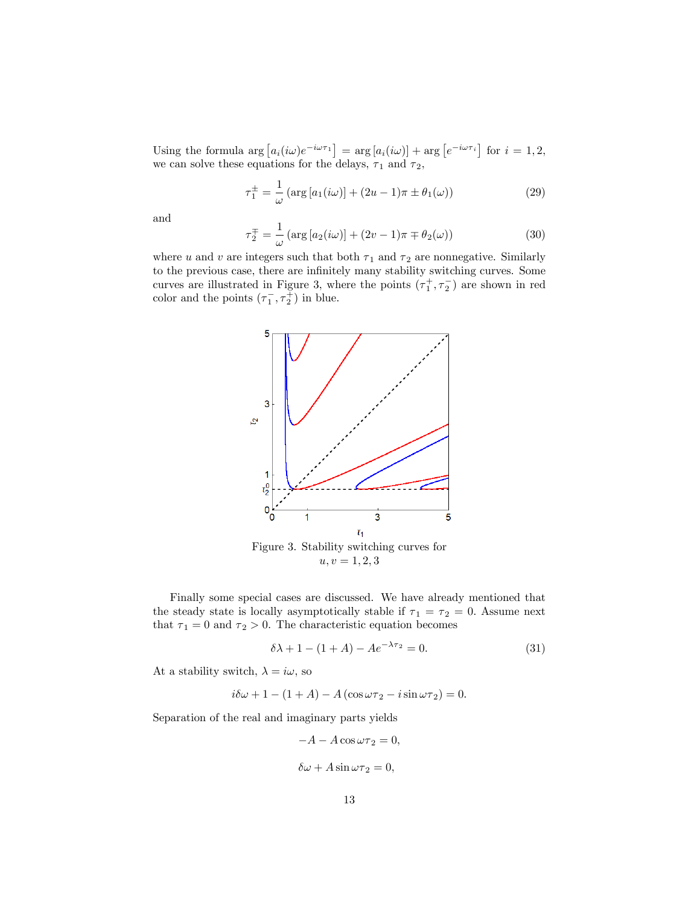Using the formula $\arg\left[a_i(i\omega)e^{-i\omega\tau_1}\right] = \arg\left[a_i(i\omega)\right] + \arg\left[e^{-i\omega\tau_i}\right]$ for $i = 1, 2$, we can solve these equations for the delays, $\tau_1$ and $\tau_2$,

$$\tau_1^{\pm} = \frac{1}{\omega}\left(\arg\left[a_1(i\omega)\right] + (2u-1)\pi \pm \theta_1(\omega)\right) \tag{29}$$

and

$$\tau_2^{\mp} = \frac{1}{\omega}\left(\arg\left[a_2(i\omega)\right] + (2v-1)\pi \mp \theta_2(\omega)\right) \tag{30}$$

where $u$ and $v$ are integers such that both $\tau_1$ and $\tau_2$ are nonnegative. Similarly to the previous case, there are infinitely many stability switching curves. Some curves are illustrated in Figure 3, where the points $(\tau_1^+, \tau_2^-)$ are shown in red color and the points $(\tau_1^-, \tau_2^+)$ in blue.

$\tau_2$

5
3
1
$\tau_2^0$
0

0 1 3 5

$\tau_1$

Figure 3. Stability switching curves for $u, v = 1, 2, 3$

Finally some special cases are discussed. We have already mentioned that the steady state is locally asymptotically stable if $\tau_1 = \tau_2 = 0$. Assume next that $\tau_1 = 0$ and $\tau_2 > 0$. The characteristic equation becomes

$$\delta\lambda + 1 - (1 + A) - Ae^{-\lambda\tau_2} = 0. \tag{31}$$

At a stability switch, $\lambda = i\omega$, so

$$i\delta\omega + 1 - (1 + A) - A\left(\cos\omega\tau_2 - i\sin\omega\tau_2\right) = 0.$$

Separation of the real and imaginary parts yields

$$-A - A\cos\omega\tau_2 = 0,$$

$$\delta\omega + A\sin\omega\tau_2 = 0,$$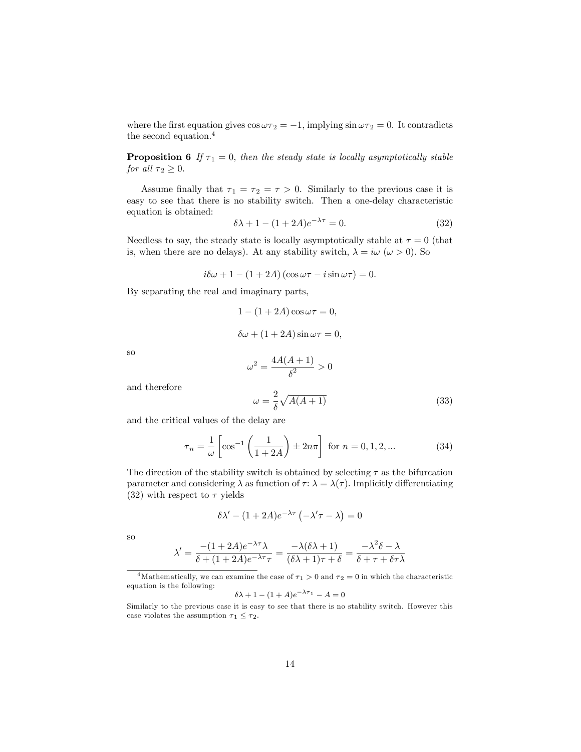where the first equation gives $\cos \omega\tau_2 = -1$, implying $\sin \omega\tau_2 = 0$. It contradicts the second equation.[4]

**Proposition 6** *If $\tau_1 = 0$, then the steady state is locally asymptotically stable for all $\tau_2 \geq 0$.*

Assume finally that $\tau_1 = \tau_2 = \tau > 0$. Similarly to the previous case it is easy to see that there is no stability switch. Then a one-delay characteristic equation is obtained:

$$\delta\lambda + 1 - (1 + 2A)e^{-\lambda\tau} = 0. \tag{32}$$

Needless to say, the steady state is locally asymptotically stable at $\tau = 0$ (that is, when there are no delays). At any stability switch, $\lambda = i\omega$ $(\omega > 0)$. So

$$i\delta\omega + 1 - (1 + 2A)(\cos \omega\tau - i \sin \omega\tau) = 0.$$

By separating the real and imaginary parts,

$$1 - (1 + 2A)\cos \omega\tau = 0,$$

$$\delta\omega + (1 + 2A)\sin \omega\tau = 0,$$

so

$$\omega^2 = \frac{4A(A+1)}{\delta^2} > 0$$

and therefore

$$\omega = \frac{2}{\delta}\sqrt{A(A+1)} \tag{33}$$

and the critical values of the delay are

$$\tau_n = \frac{1}{\omega}\left[\cos^{-1}\left(\frac{1}{1+2A}\right) \pm 2n\pi\right] \text{ for } n = 0, 1, 2, ... \tag{34}$$

The direction of the stability switch is obtained by selecting $\tau$ as the bifurcation parameter and considering $\lambda$ as function of $\tau$: $\lambda = \lambda(\tau)$. Implicitly differentiating (32) with respect to $\tau$ yields

$$\delta\lambda' - (1 + 2A)e^{-\lambda\tau}\left(-\lambda'\tau - \lambda\right) = 0$$

so

$$\lambda' = \frac{-(1+2A)e^{-\lambda\tau}\lambda}{\delta + (1+2A)e^{-\lambda\tau}\tau} = \frac{-\lambda(\delta\lambda + 1)}{(\delta\lambda + 1)\tau + \delta} = \frac{-\lambda^2\delta - \lambda}{\delta + \tau + \delta\tau\lambda}$$

---

[4] Mathematically, we can examine the case of $\tau_1 > 0$ and $\tau_2 = 0$ in which the characteristic equation is the following:

$$\delta\lambda + 1 - (1 + A)e^{-\lambda\tau_1} - A = 0$$

Similarly to the previous case it is easy to see that there is no stability switch. However this case violates the assumption $\tau_1 \leq \tau_2$.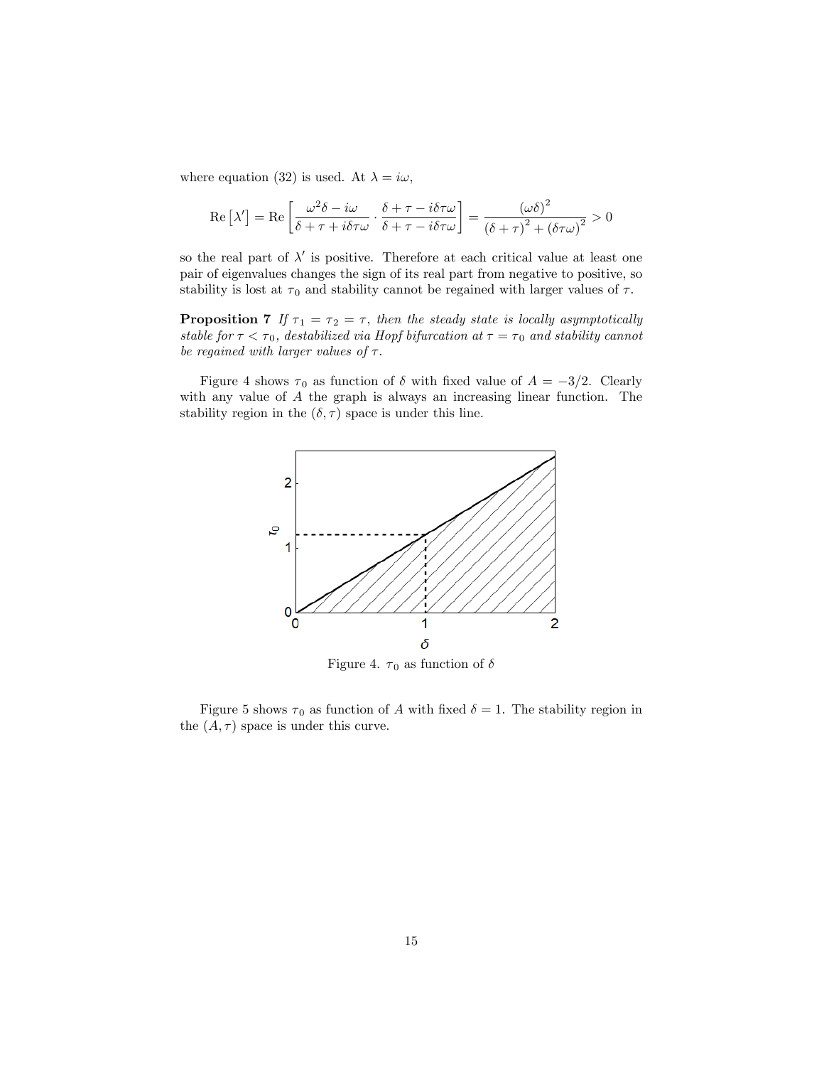where equation (32) is used. At $\lambda = i\omega$,

$$\text{Re}\left[\lambda'\right] = \text{Re}\left[\frac{\omega^2\delta - i\omega}{\delta + \tau + i\delta\tau\omega} \cdot \frac{\delta + \tau - i\delta\tau\omega}{\delta + \tau - i\delta\tau\omega}\right] = \frac{(\omega\delta)^2}{(\delta+\tau)^2 + (\delta\tau\omega)^2} > 0$$

so the real part of $\lambda'$ is positive. Therefore at each critical value at least one pair of eigenvalues changes the sign of its real part from negative to positive, so stability is lost at $\tau_0$ and stability cannot be regained with larger values of $\tau$.

**Proposition 7** *If $\tau_1 = \tau_2 = \tau$, then the steady state is locally asymptotically stable for $\tau < \tau_0$, destabilized via Hopf bifurcation at $\tau = \tau_0$ and stability cannot be regained with larger values of $\tau$.*

Figure 4 shows $\tau_0$ as function of $\delta$ with fixed value of $A = -3/2$. Clearly with any value of $A$ the graph is always an increasing linear function. The stability region in the $(\delta, \tau)$ space is under this line.

$\tau_0$

2
1
0
0
1
2

$\delta$

Figure 4. $\tau_0$ as function of $\delta$

Figure 5 shows $\tau_0$ as function of $A$ with fixed $\delta = 1$. The stability region in the $(A, \tau)$ space is under this curve.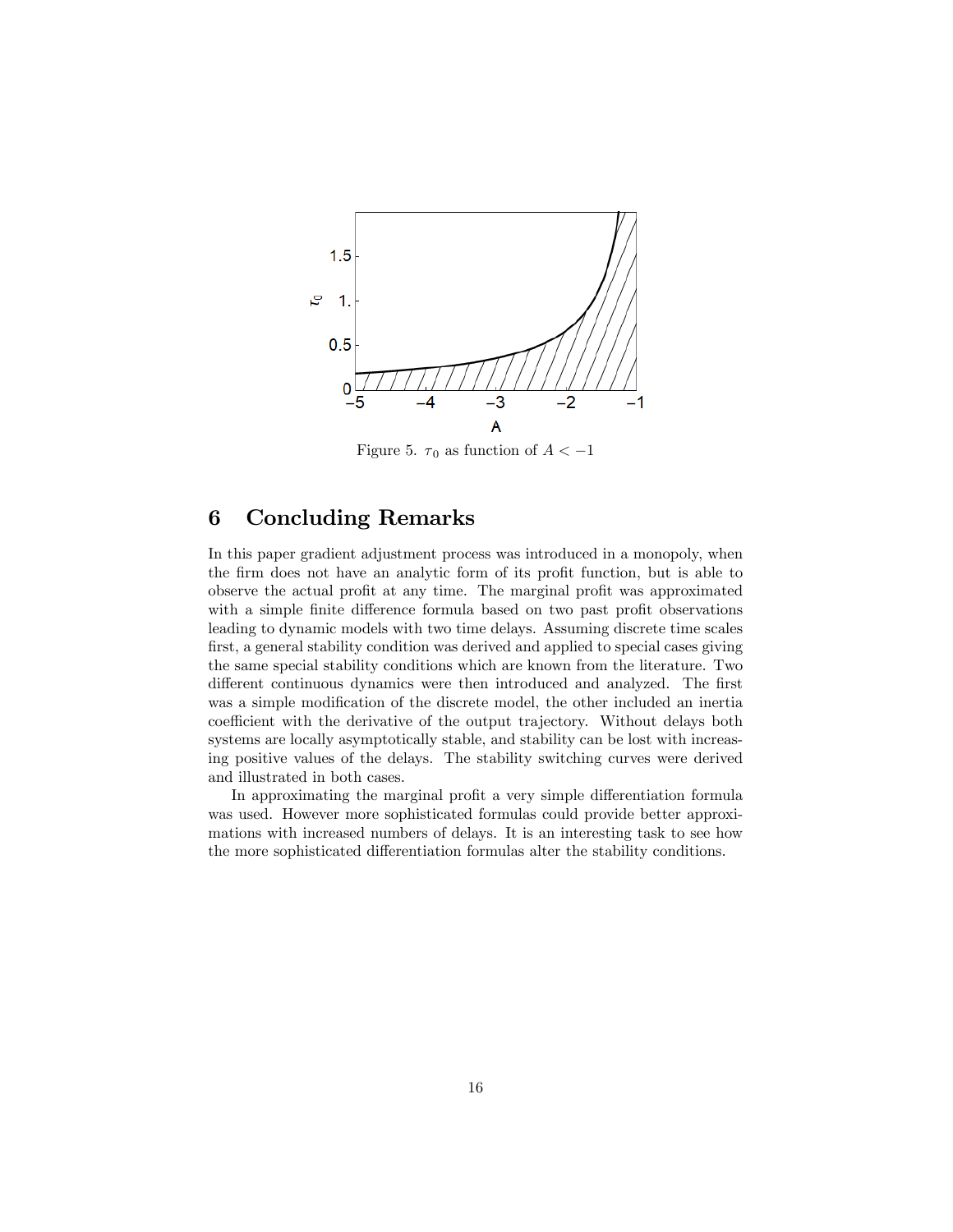1.5

$\tau_0$ 1.

0.5

0

−5 −4 −3 −2 −1

A

Figure 5. $\tau_0$ as function of $A < -1$

## 6 Concluding Remarks

In this paper gradient adjustment process was introduced in a monopoly, when the firm does not have an analytic form of its profit function, but is able to observe the actual profit at any time. The marginal profit was approximated with a simple finite difference formula based on two past profit observations leading to dynamic models with two time delays. Assuming discrete time scales first, a general stability condition was derived and applied to special cases giving the same special stability conditions which are known from the literature. Two different continuous dynamics were then introduced and analyzed. The first was a simple modification of the discrete model, the other included an inertia coefficient with the derivative of the output trajectory. Without delays both systems are locally asymptotically stable, and stability can be lost with increasing positive values of the delays. The stability switching curves were derived and illustrated in both cases.

In approximating the marginal profit a very simple differentiation formula was used. However more sophisticated formulas could provide better approximations with increased numbers of delays. It is an interesting task to see how the more sophisticated differentiation formulas alter the stability conditions.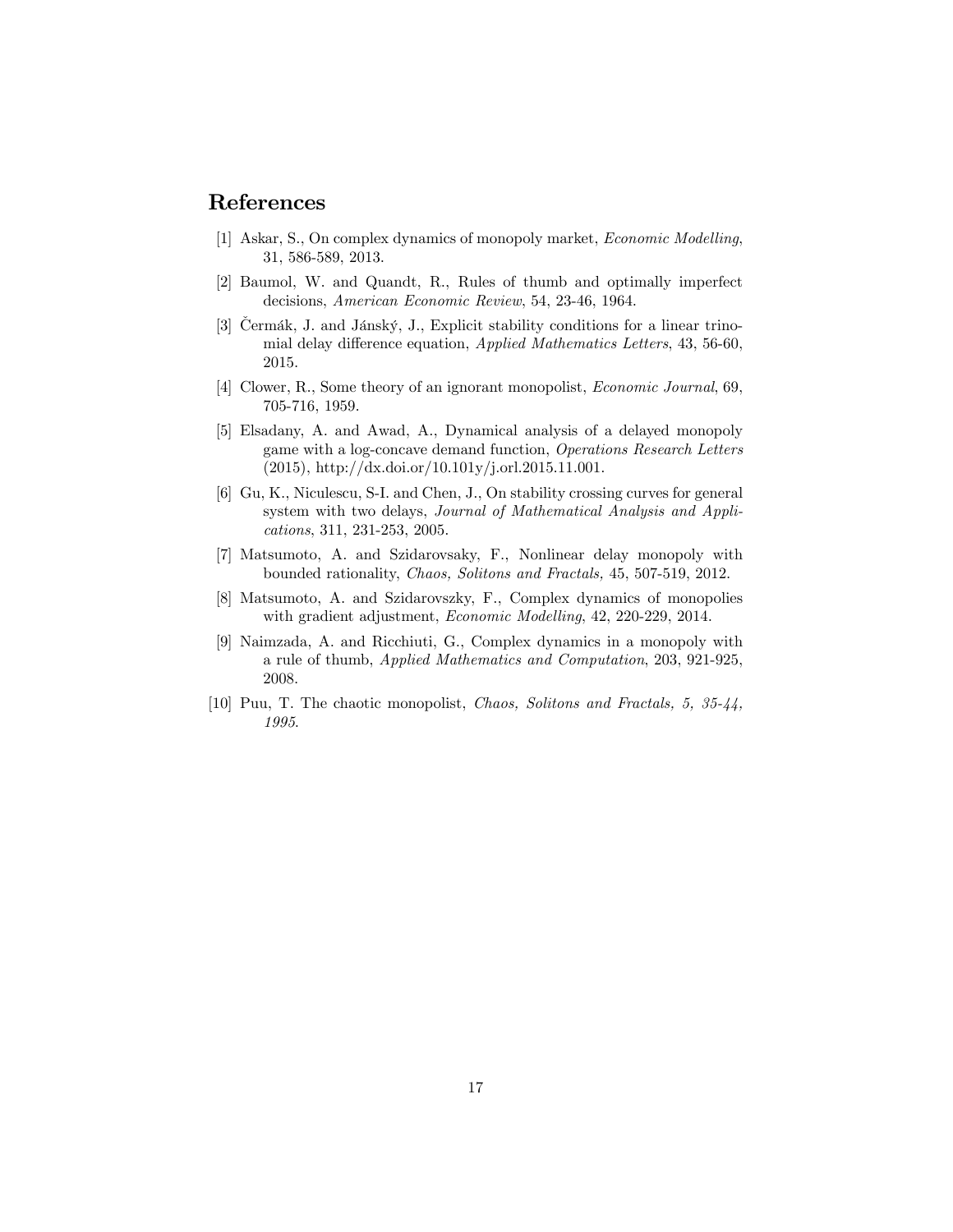## References

[1] Askar, S., On complex dynamics of monopoly market, *Economic Modelling*, 31, 586-589, 2013.

[2] Baumol, W. and Quandt, R., Rules of thumb and optimally imperfect decisions, *American Economic Review*, 54, 23-46, 1964.

[3] Čermák, J. and Jánský, J., Explicit stability conditions for a linear trinomial delay difference equation, *Applied Mathematics Letters*, 43, 56-60, 2015.

[4] Clower, R., Some theory of an ignorant monopolist, *Economic Journal*, 69, 705-716, 1959.

[5] Elsadany, A. and Awad, A., Dynamical analysis of a delayed monopoly game with a log-concave demand function, *Operations Research Letters* (2015), http://dx.doi.or/10.101y/j.orl.2015.11.001.

[6] Gu, K., Niculescu, S-I. and Chen, J., On stability crossing curves for general system with two delays, *Journal of Mathematical Analysis and Applications*, 311, 231-253, 2005.

[7] Matsumoto, A. and Szidarovsaky, F., Nonlinear delay monopoly with bounded rationality, *Chaos, Solitons and Fractals,* 45, 507-519, 2012.

[8] Matsumoto, A. and Szidarovszky, F., Complex dynamics of monopolies with gradient adjustment, *Economic Modelling*, 42, 220-229, 2014.

[9] Naimzada, A. and Ricchiuti, G., Complex dynamics in a monopoly with a rule of thumb, *Applied Mathematics and Computation*, 203, 921-925, 2008.

[10] Puu, T. The chaotic monopolist, *Chaos, Solitons and Fractals, 5, 35-44, 1995*.